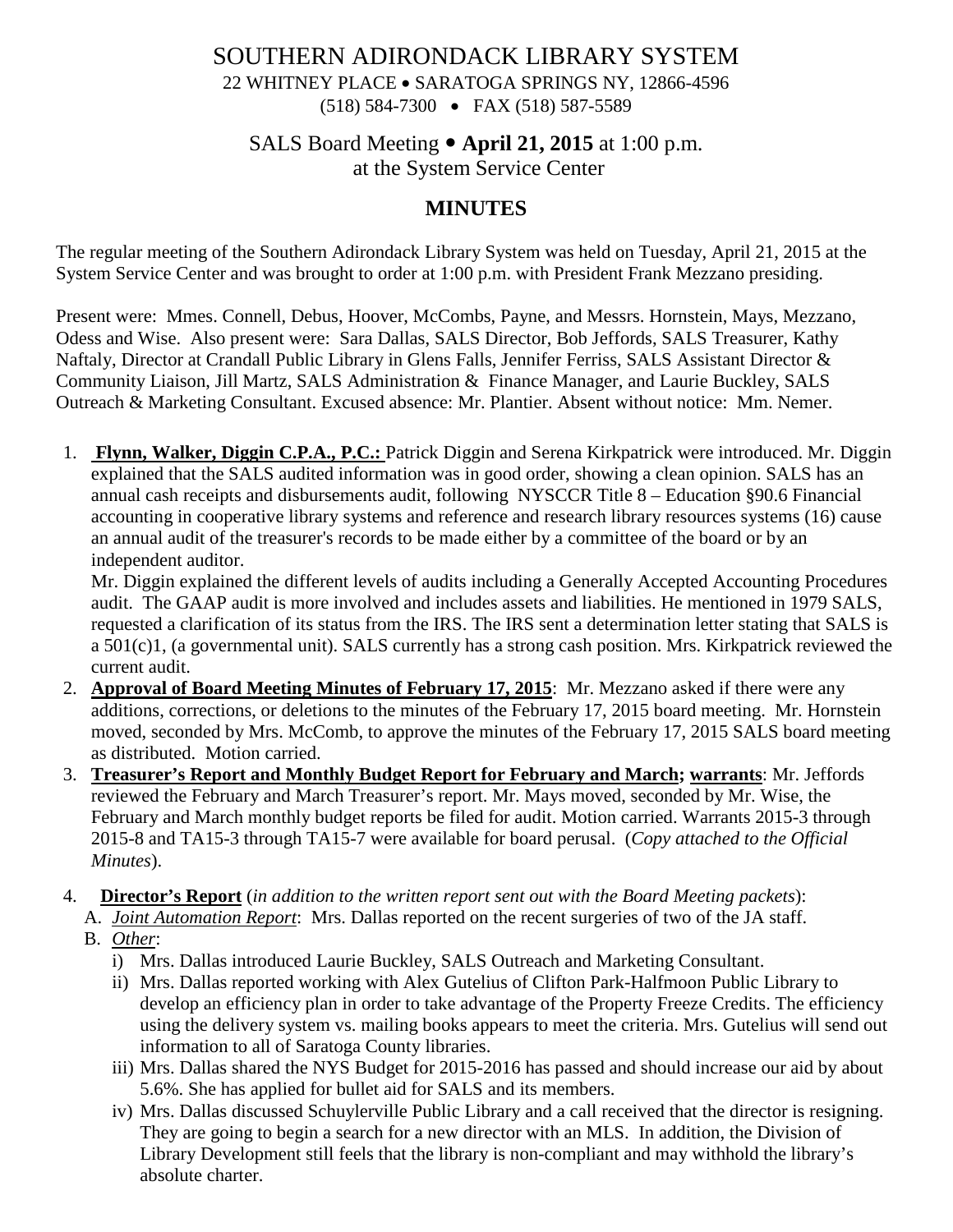# SOUTHERN ADIRONDACK LIBRARY SYSTEM

22 WHITNEY PLACE • SARATOGA SPRINGS NY, 12866-4596
(518) 584-7300 • FAX (518) 587-5589

## SALS Board Meeting • **April 21, 2015** at 1:00 p.m.
at the System Service Center

## MINUTES

The regular meeting of the Southern Adirondack Library System was held on Tuesday, April 21, 2015 at the System Service Center and was brought to order at 1:00 p.m. with President Frank Mezzano presiding.

Present were: Mmes. Connell, Debus, Hoover, McCombs, Payne, and Messrs. Hornstein, Mays, Mezzano, Odess and Wise. Also present were: Sara Dallas, SALS Director, Bob Jeffords, SALS Treasurer, Kathy Naftaly, Director at Crandall Public Library in Glens Falls, Jennifer Ferriss, SALS Assistant Director & Community Liaison, Jill Martz, SALS Administration & Finance Manager, and Laurie Buckley, SALS Outreach & Marketing Consultant. Excused absence: Mr. Plantier. Absent without notice: Mm. Nemer.

1. **Flynn, Walker, Diggin C.P.A., P.C.:** Patrick Diggin and Serena Kirkpatrick were introduced. Mr. Diggin explained that the SALS audited information was in good order, showing a clean opinion. SALS has an annual cash receipts and disbursements audit, following NYSCCR Title 8 – Education §90.6 Financial accounting in cooperative library systems and reference and research library resources systems (16) cause an annual audit of the treasurer's records to be made either by a committee of the board or by an independent auditor.
   Mr. Diggin explained the different levels of audits including a Generally Accepted Accounting Procedures audit. The GAAP audit is more involved and includes assets and liabilities. He mentioned in 1979 SALS, requested a clarification of its status from the IRS. The IRS sent a determination letter stating that SALS is a 501(c)1, (a governmental unit). SALS currently has a strong cash position. Mrs. Kirkpatrick reviewed the current audit.
2. **Approval of Board Meeting Minutes of February 17, 2015**: Mr. Mezzano asked if there were any additions, corrections, or deletions to the minutes of the February 17, 2015 board meeting. Mr. Hornstein moved, seconded by Mrs. McComb, to approve the minutes of the February 17, 2015 SALS board meeting as distributed. Motion carried.
3. **Treasurer's Report and Monthly Budget Report for February and March; warrants**: Mr. Jeffords reviewed the February and March Treasurer's report. Mr. Mays moved, seconded by Mr. Wise, the February and March monthly budget reports be filed for audit. Motion carried. Warrants 2015-3 through 2015-8 and TA15-3 through TA15-7 were available for board perusal. (*Copy attached to the Official Minutes*).
4. **Director's Report** (*in addition to the written report sent out with the Board Meeting packets*):
   A. *Joint Automation Report*: Mrs. Dallas reported on the recent surgeries of two of the JA staff.
   B. *Other*:
      i) Mrs. Dallas introduced Laurie Buckley, SALS Outreach and Marketing Consultant.
      ii) Mrs. Dallas reported working with Alex Gutelius of Clifton Park-Halfmoon Public Library to develop an efficiency plan in order to take advantage of the Property Freeze Credits. The efficiency using the delivery system vs. mailing books appears to meet the criteria. Mrs. Gutelius will send out information to all of Saratoga County libraries.
      iii) Mrs. Dallas shared the NYS Budget for 2015-2016 has passed and should increase our aid by about 5.6%. She has applied for bullet aid for SALS and its members.
      iv) Mrs. Dallas discussed Schuylerville Public Library and a call received that the director is resigning. They are going to begin a search for a new director with an MLS. In addition, the Division of Library Development still feels that the library is non-compliant and may withhold the library's absolute charter.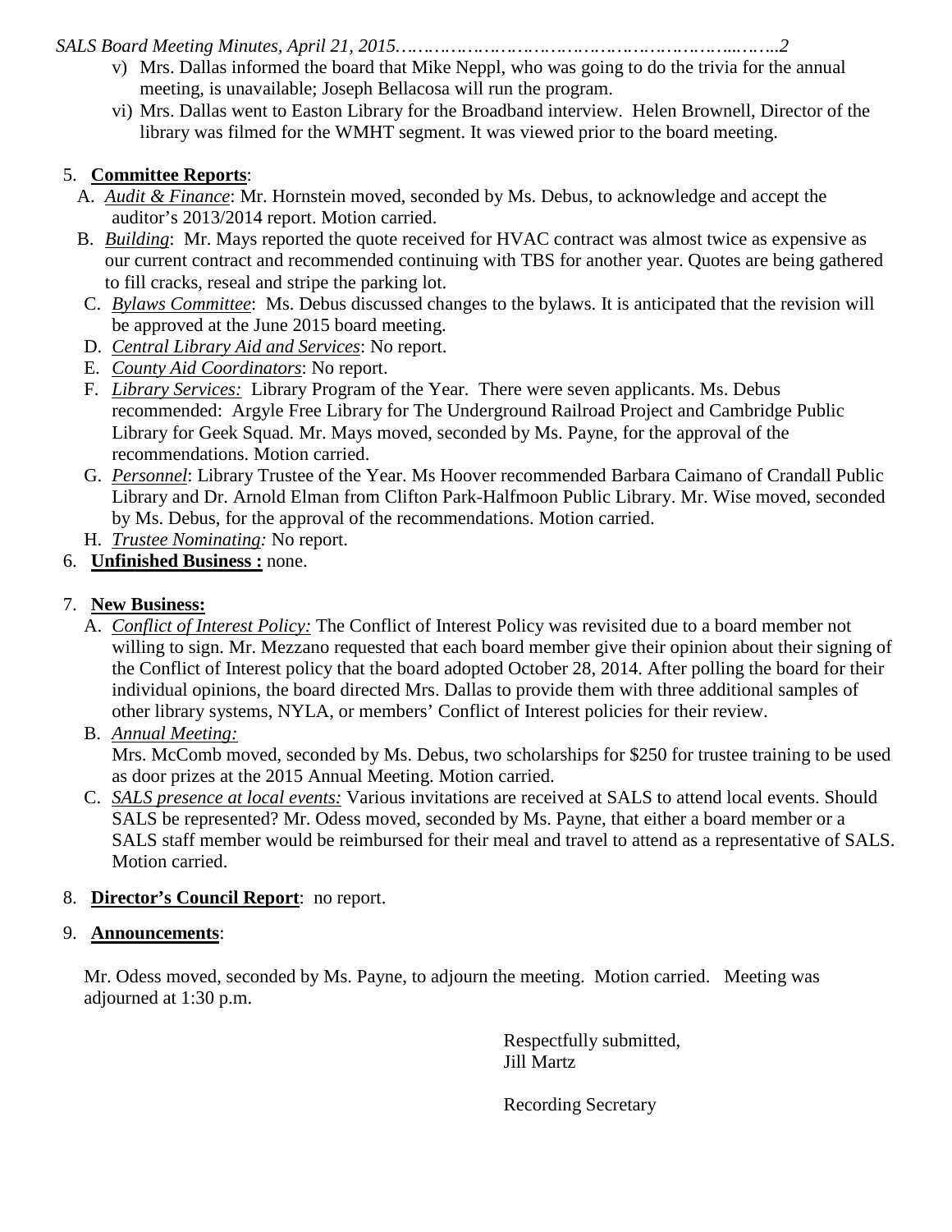v) Mrs. Dallas informed the board that Mike Neppl, who was going to do the trivia for the annual meeting, is unavailable; Joseph Bellacosa will run the program.

vi) Mrs. Dallas went to Easton Library for the Broadband interview. Helen Brownell, Director of the library was filmed for the WMHT segment. It was viewed prior to the board meeting.

5. **Committee Reports**:
   - A. *Audit & Finance*: Mr. Hornstein moved, seconded by Ms. Debus, to acknowledge and accept the auditor's 2013/2014 report. Motion carried.
   - B. *Building*: Mr. Mays reported the quote received for HVAC contract was almost twice as expensive as our current contract and recommended continuing with TBS for another year. Quotes are being gathered to fill cracks, reseal and stripe the parking lot.
   - C. *Bylaws Committee*: Ms. Debus discussed changes to the bylaws. It is anticipated that the revision will be approved at the June 2015 board meeting.
   - D. *Central Library Aid and Services*: No report.
   - E. *County Aid Coordinators*: No report.
   - F. *Library Services:* Library Program of the Year. There were seven applicants. Ms. Debus recommended: Argyle Free Library for The Underground Railroad Project and Cambridge Public Library for Geek Squad. Mr. Mays moved, seconded by Ms. Payne, for the approval of the recommendations. Motion carried.
   - G. *Personnel*: Library Trustee of the Year. Ms Hoover recommended Barbara Caimano of Crandall Public Library and Dr. Arnold Elman from Clifton Park-Halfmoon Public Library. Mr. Wise moved, seconded by Ms. Debus, for the approval of the recommendations. Motion carried.
   - H. *Trustee Nominating:* No report.
6. **Unfinished Business :** none.

7. **New Business:**
   - A. *Conflict of Interest Policy:* The Conflict of Interest Policy was revisited due to a board member not willing to sign. Mr. Mezzano requested that each board member give their opinion about their signing of the Conflict of Interest policy that the board adopted October 28, 2014. After polling the board for their individual opinions, the board directed Mrs. Dallas to provide them with three additional samples of other library systems, NYLA, or members' Conflict of Interest policies for their review.
   - B. *Annual Meeting:*
     Mrs. McComb moved, seconded by Ms. Debus, two scholarships for $250 for trustee training to be used as door prizes at the 2015 Annual Meeting. Motion carried.
   - C. *SALS presence at local events:* Various invitations are received at SALS to attend local events. Should SALS be represented? Mr. Odess moved, seconded by Ms. Payne, that either a board member or a SALS staff member would be reimbursed for their meal and travel to attend as a representative of SALS. Motion carried.

8. **Director's Council Report**: no report.

9. **Announcements**:

Mr. Odess moved, seconded by Ms. Payne, to adjourn the meeting. Motion carried. Meeting was adjourned at 1:30 p.m.

Respectfully submitted,
Jill Martz

Recording Secretary